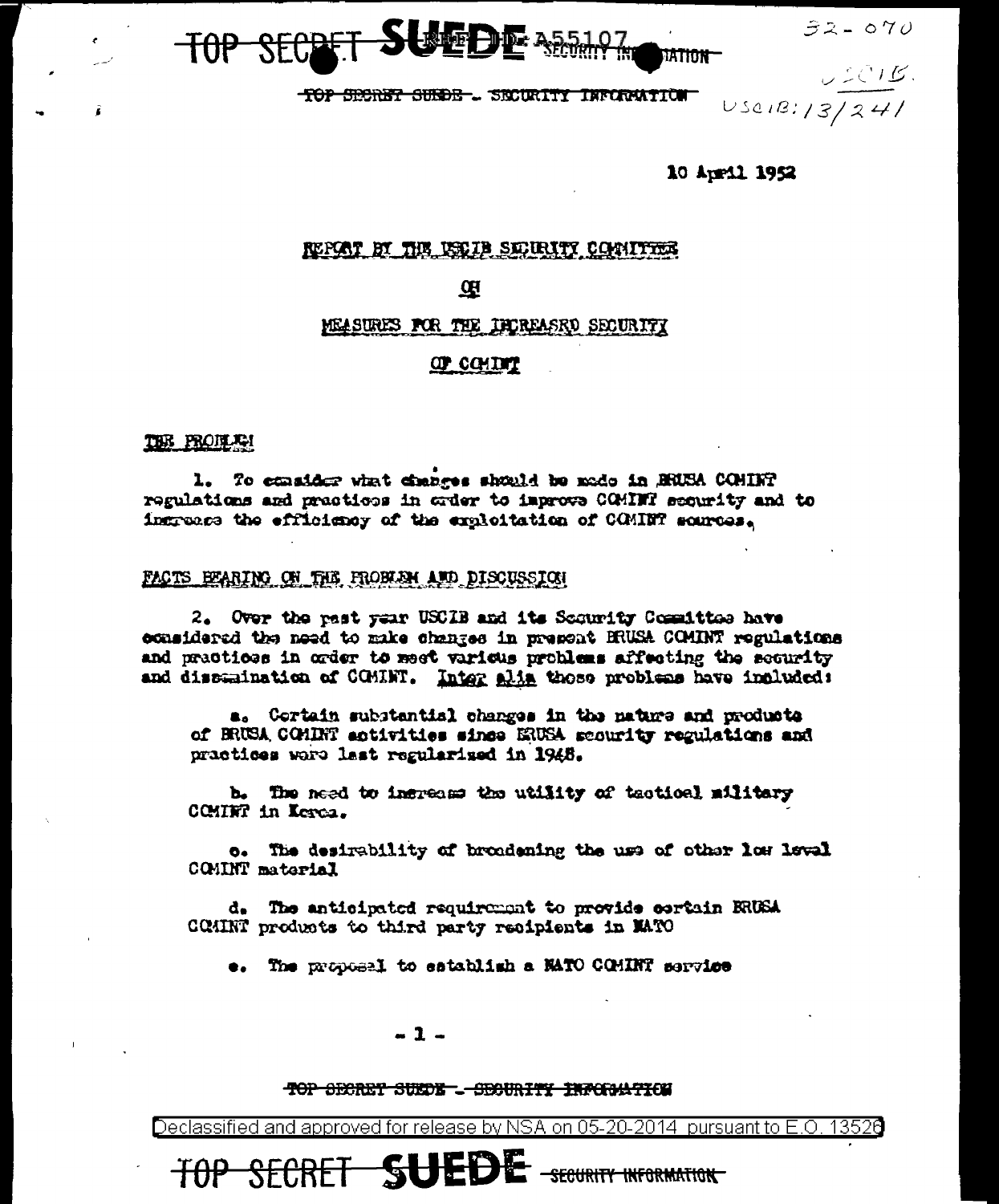10 April 1952

## REPORT BY THE USCIB SECURITY COMMITTEE

## ON

## MEASURES FOR THE INCREASED SECURITY

## OF COMINT

### THE PROBLEM

1. To consider what changes should be made in BRUSA COMINT regulations and practices in order to improve COMINT security and to increase the efficiency of the exploitation of COMINT sources.

### FACTS BEARING ON THE PROBLEM AND DISCUSSION

2. Over the past year USCIB and its Security Committee have considered the need to make changes in present BRUSA COMINT regulations and practices in order to meet various problems affecting the security and dissemination of COMINT. *Inter alia* these problems have included:

a. Certain substantial changes in the nature and products of BRUSA COMINT activities since BRUSA security regulations and practices were last regularized in 1948.

b. The need to increase the utility of tactical military COMINT in Korea.

c. The desirability of broadening the use of other low level COMINT material

d. The anticipated requirement to provide certain BRUSA COMINT products to third party recipients in NATO

e. The proposal to establish a NATO COMINT service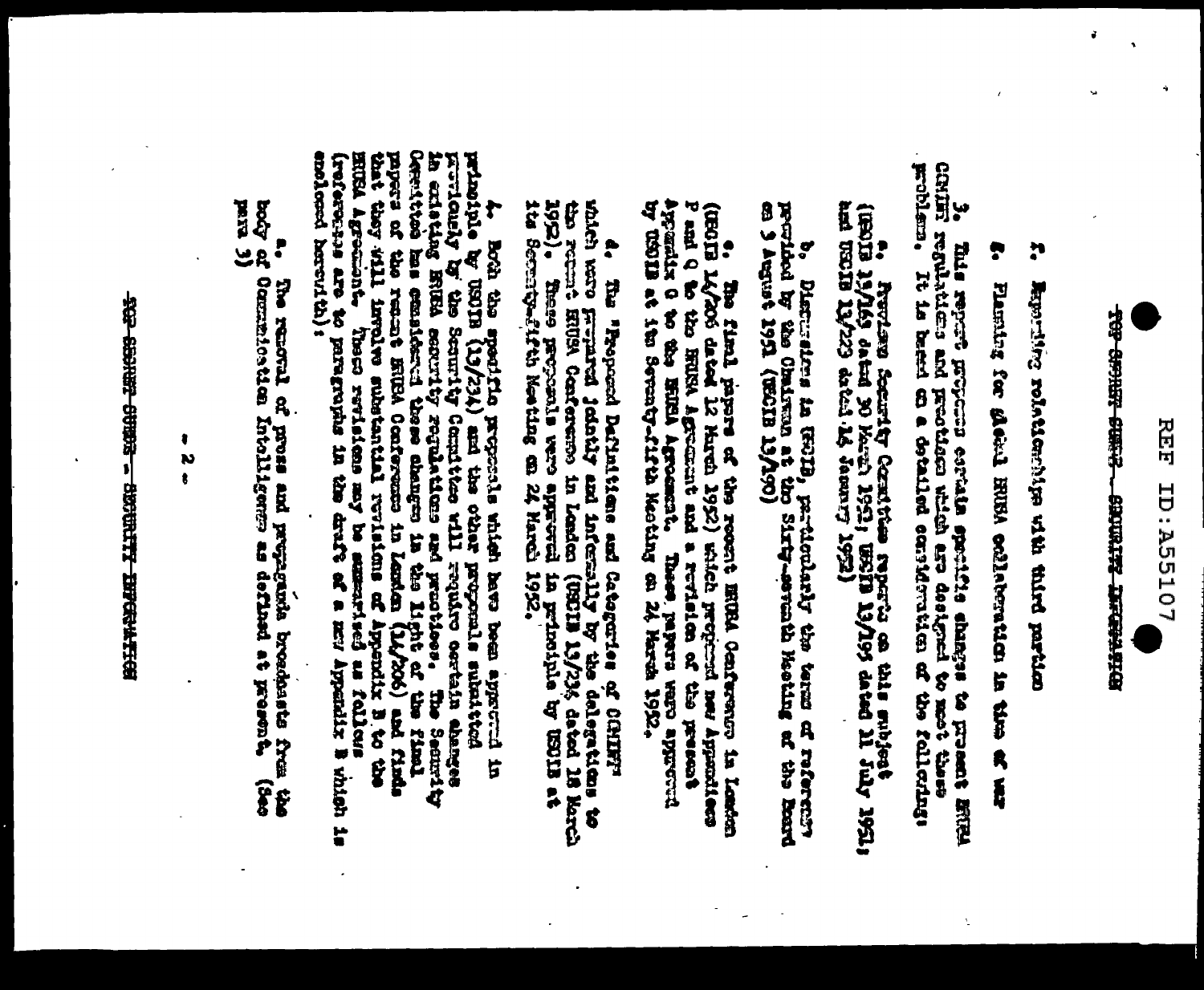f. Regulating relationships with third parties

g. Planning for global BRUSA collaboration in time of war

3. This report proposes certain specific changes to present BRUSA COMINT regulations and practices which are designed to meet these problems. It is based on a detailed consideration of the following:

a. Previous Security Committee reports on this subject (USCIB 13/149 dated 30 March 1951; USCIB 13/199 dated 11 July 1951; and USCIB 13/223 dated 14 January 1952)

b. Discussions in USCIB, particularly the terms of reference provided by the Chairman at the Sixty-seventh Meeting of the Board on 9 August 1951 (USCIB 13/190)

c. The final papers of the recent BRUSA Conference in London (USCIB 14/206 dated 12 March 1952) which proposed new Appendices P and Q to the BRUSA Agreement and a revision of the present Appendix O to the BRUSA Agreement. These papers were approved by USCIB at its Seventy-fifth Meeting on 24 March 1952.

d. The "Proposed Definitions and Categories of COMINT" which were prepared jointly and informally by the delegations to the recent BRUSA Conference in London (USCIB 13/234 dated 18 March 1952). These proposals were approved in principle by USCIB at its Seventy-fifth Meeting on 24 March 1952.

4. Both the specific proposals which have been approved in principle by USCIB (13/234) and the other proposals submitted previously by the Security Committee will require certain changes in existing BRUSA security regulations and practices. The Security Committee has considered these changes in the light of the final papers of the recent BRUSA Conference in London (14/206) and finds that they will involve substantial revisions of Appendix B to the BRUSA Agreement. These revisions may be summarized as follows (references are to paragraphs in the draft of a new Appendix B which is enclosed herewith):

a. The removal of press and propaganda broadcasts from the body of Communication Intelligence as defined at present. (See para 3)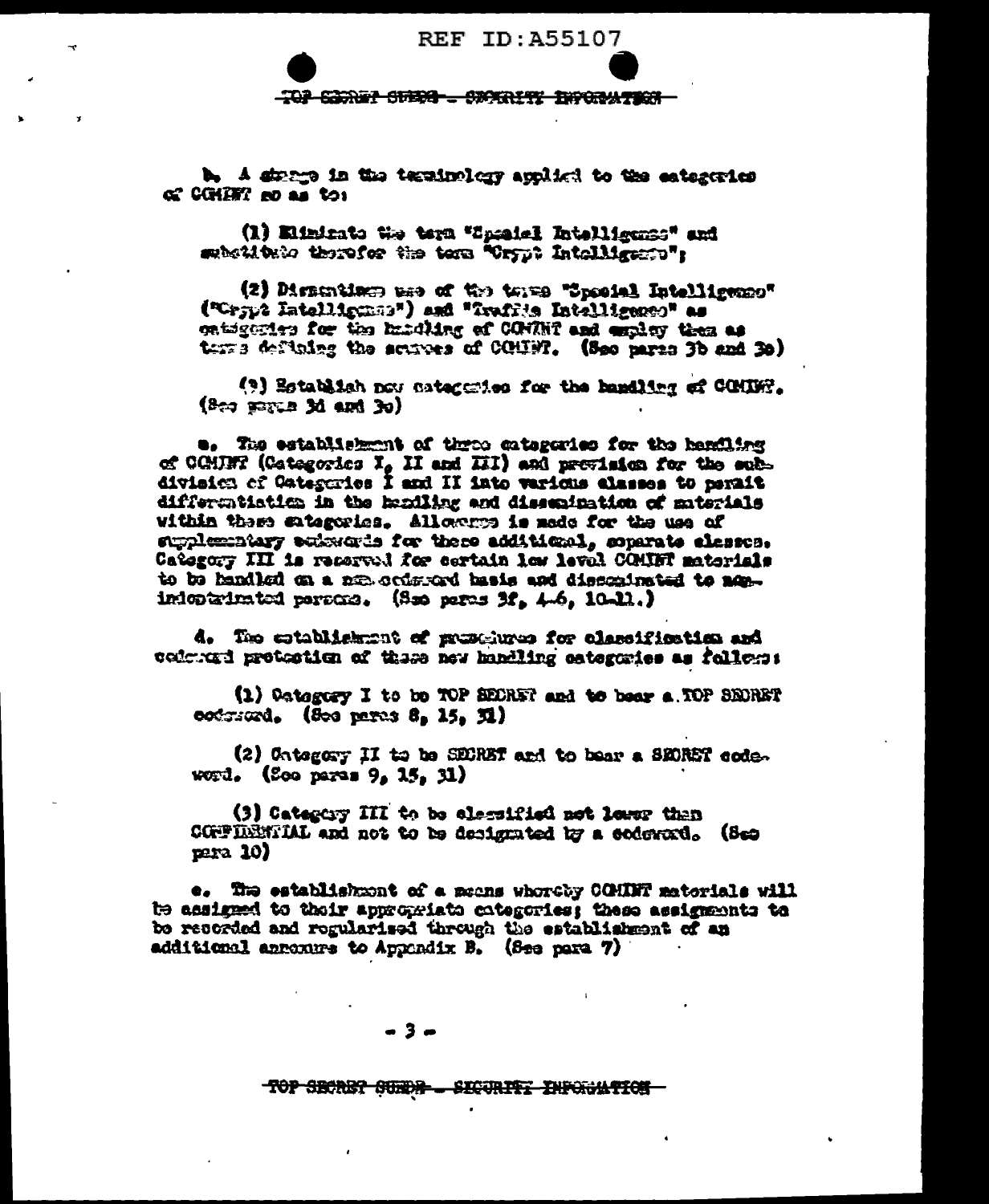b. A change in the terminology applied to the categories of COMINT so as to:

(1) Eliminate the term "Special Intelligence" and substitute therefor the term "Crypt Intelligence";

(2) Discontinue use of the terms "Special Intelligence" ("Crypt Intelligence") and "Traffic Intelligence" as categories for the handling of COMINT and employ them as terms defining the sources of COMINT. (See paras 3b and 3c)

(3) Establish new categories for the handling of COMINT. (See paras 3d and 3e)

c. The establishment of three categories for the handling of COMINT (Categories I, II and III) and provision for the subdivision of Categories I and II into various classes to permit differentiation in the handling and dissemination of materials within these categories. Allowance is made for the use of supplementary codewords for these additional, separate classes. Category III is reserved for certain low level COMINT materials to be handled on a non-codeword basis and disseminated to non-indoctrinated persons. (See paras 3f, 4-6, 10-11.)

d. The establishment of procedures for classification and codeword protection of these new handling categories as follows:

(1) Category I to be TOP SECRET and to bear a TOP SECRET codeword. (See paras 8, 15, 31)

(2) Category II to be SECRET and to bear a SECRET codeword. (See paras 9, 15, 31)

(3) Category III to be classified not lower than CONFIDENTIAL and not to be designated by a codeword. (See para 10)

e. The establishment of a means whereby COMINT materials will be assigned to their appropriate categories; these assignments to be recorded and regularized through the establishment of an additional annexure to Appendix B. (See para 7)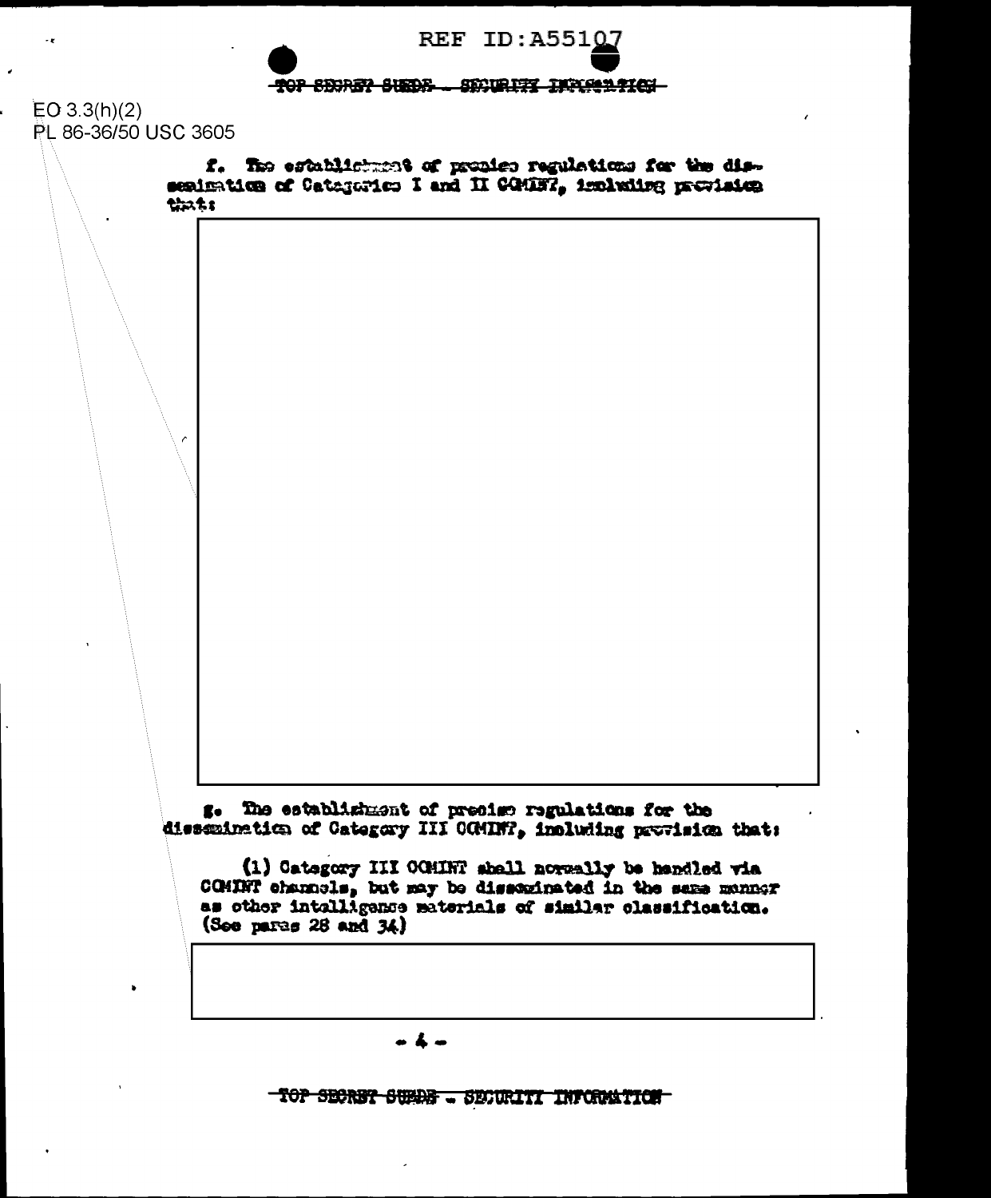EO 3.3(h)(2)
PL 86-36/50 USC 3605

f. The establishment of precise regulations for the dissemination of Categories I and II COMINT, including provision that:

g. The establishment of precise regulations for the dissemination of Category III COMINT, including provision that:

(1) Category III COMINT shall normally be handled via COMINT channels, but may be disseminated in the same manner as other intelligence materials of similar classification. (See paras 28 and 34)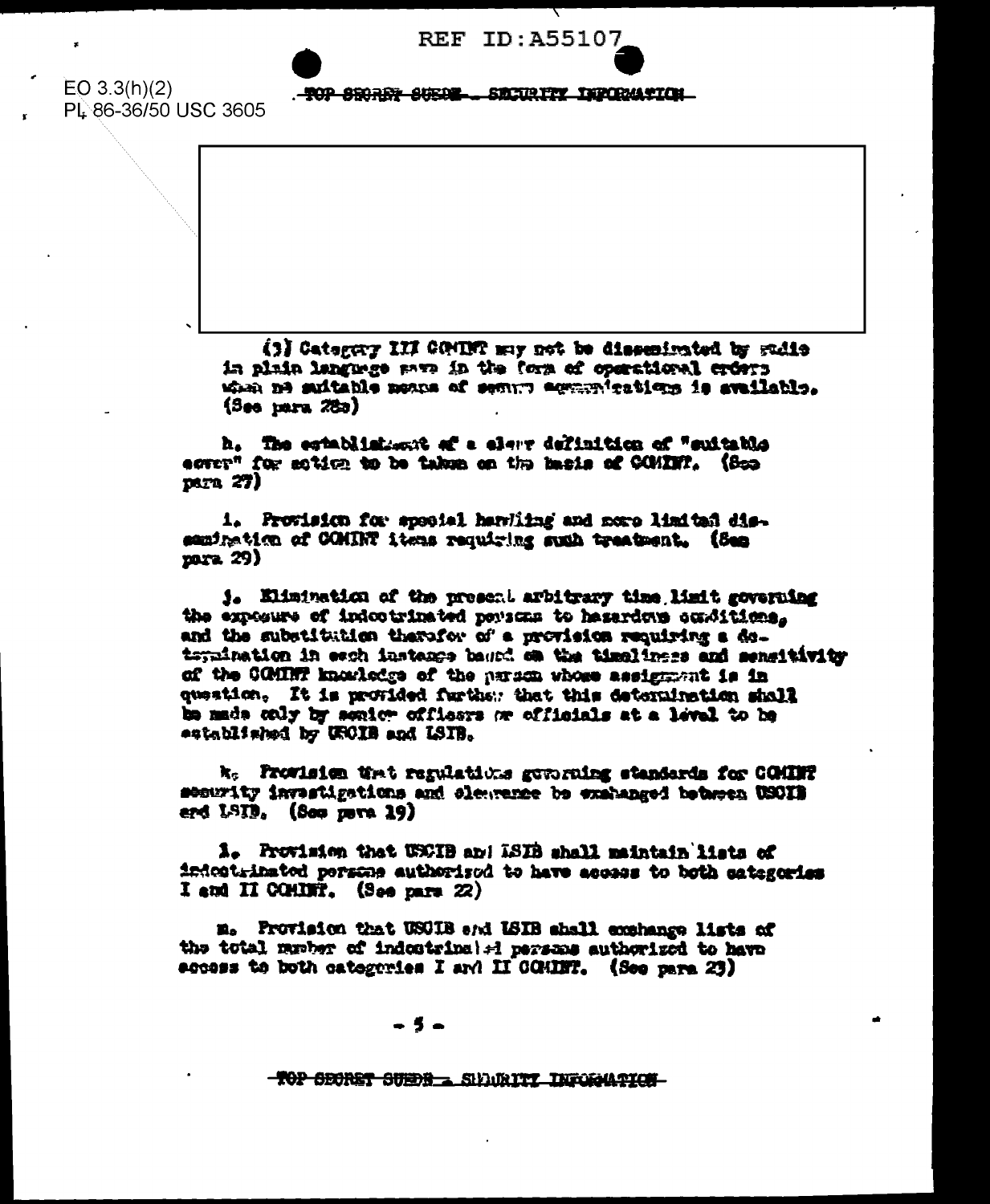EO 3.3(h)(2)
PL 86-36/50 USC 3605

(3) Category III COMINT may not be disseminated by radio in plain language save in the form of operational orders when no suitable means of secure communications is available. (See para 28c)

h. The establishment of a clear definition of "suitable cover" for action to be taken on the basis of COMINT. (See para 27)

i. Provision for special handling and more limited dissemination of COMINT items requiring such treatment. (See para 29)

j. Elimination of the present arbitrary time limit governing the exposure of indoctrinated persons to hazardous conditions, and the substitution therefor of a provision requiring a determination in each instance based on the timeliness and sensitivity of the COMINT knowledge of the person whose assignment is in question. It is provided further that this determination shall be made only by senior officers or officials at a level to be established by USCIB and LSIB.

k. Provision that regulations governing standards for COMINT security investigations and clearance be exchanged between USCIB and LSIB. (See para 19)

l. Provision that USCIB and LSIB shall maintain lists of indoctrinated persons authorized to have access to both categories I and II COMINT. (See para 22)

m. Provision that USCIB and LSIB shall exchange lists of the total number of indoctrinated persons authorized to have access to both categories I and II COMINT. (See para 23)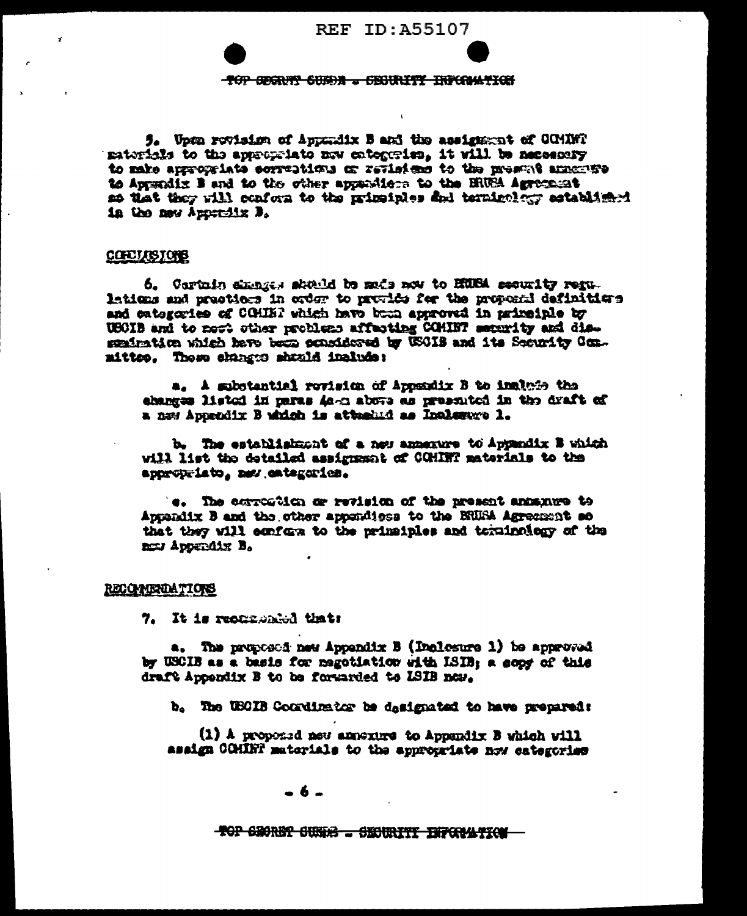5. Upon revision of Appendix B and the assignment of COMINT materials to the appropriate new categories, it will be necessary to make appropriate corrections or revisions to the present annexure to Appendix B and to the other appendices to the BRUSA Agreement so that they will conform to the principles and terminology established in the new Appendix B.

## CONCLUSIONS

6. Certain changes should be made now to BRUSA security regulations and practices in order to provide for the proposed definitions and categories of COMINT which have been approved in principle by USCIB and to meet other problems affecting COMINT security and dissemination which have been considered by USCIB and its Security Committee. These changes should include:

a. A substantial revision of Appendix B to include the changes listed in paras 4a-m above as presented in the draft of a new Appendix B which is attached as Inclosure 1.

b. The establishment of a new annexure to Appendix B which will list the detailed assignment of COMINT materials to the appropriate, new categories.

c. The correction or revision of the present annexure to Appendix B and the other appendices to the BRUSA Agreement so that they will conform to the principles and terminology of the new Appendix B.

## RECOMMENDATIONS

7. It is recommended that:

a. The proposed new Appendix B (Inclosure 1) be approved by USCIB as a basis for negotiation with LSIB; a copy of this draft Appendix B to be forwarded to LSIB now.

b. The USCIB Coordinator be designated to have prepared:

(1) A proposed new annexure to Appendix B which will assign COMINT materials to the appropriate new categories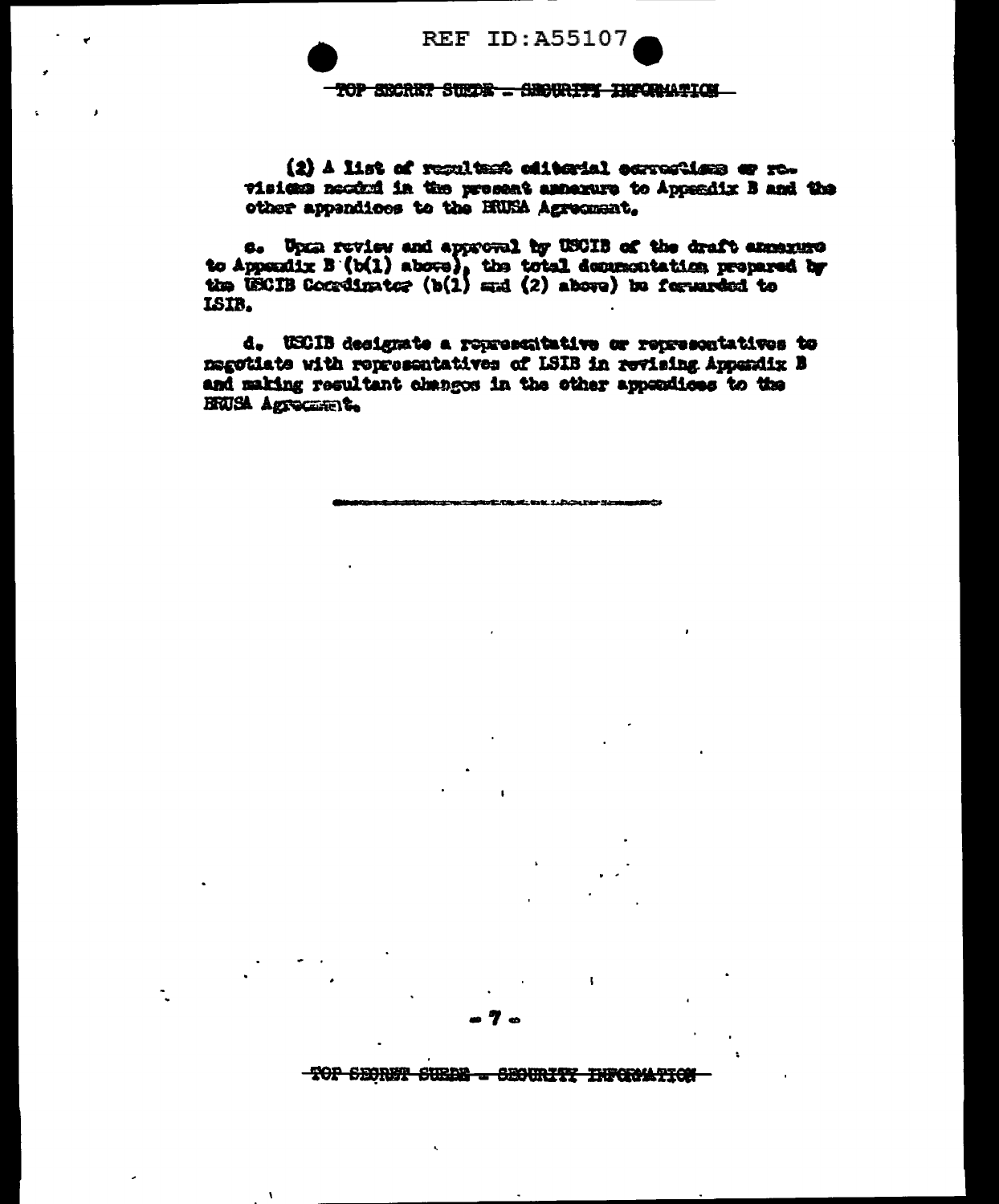(2) A list of resultant editorial corrections or revisions needed in the present annexure to Appendix B and the other appendices to the BRUSA Agreement.

c. Upon review and approval by USCIB of the draft annexure to Appendix B (b(1) above), the total documentation prepared by the USCIB Coordinator (b(1) and (2) above) be forwarded to LSIB.

d. USCIB designate a representative or representatives to negotiate with representatives of LSIB in revising Appendix B and making resultant changes in the other appendices to the BRUSA Agreement.

---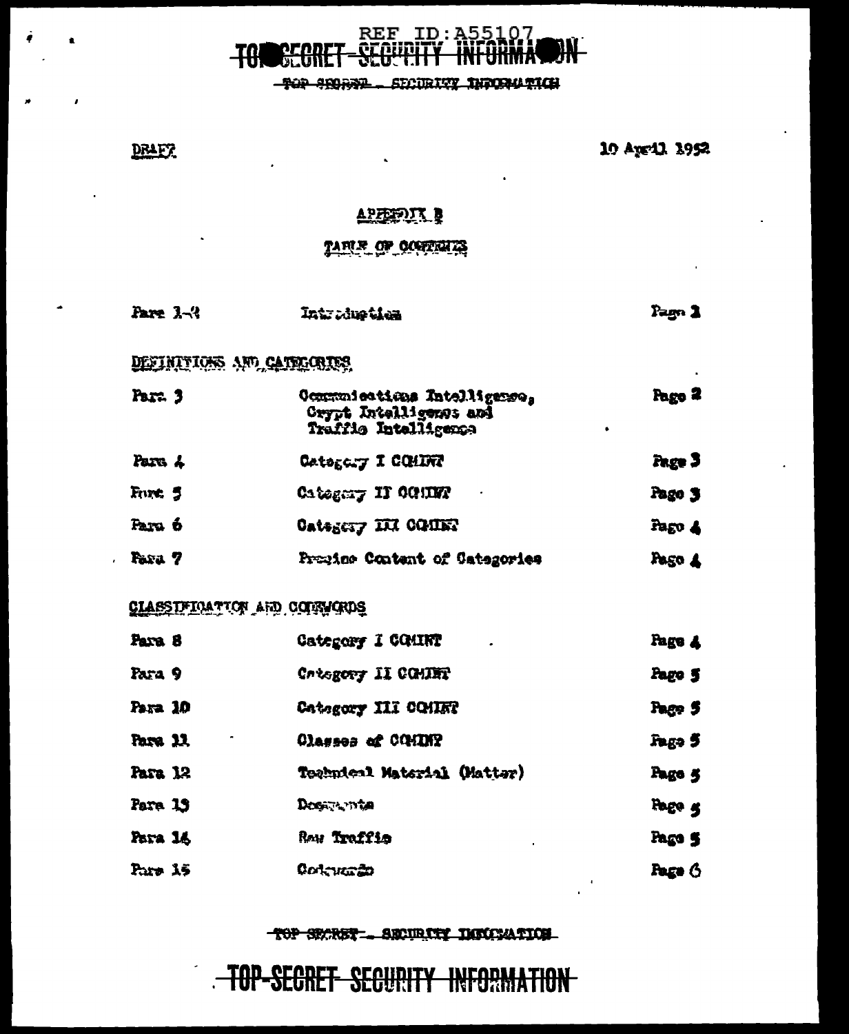REF ID:A55107

TOP SECRET - SECURITY INFORMATION

DRAFT

10 April 1952

# APPENDIX B

## TABLE OF CONTENTS

| | | |
|---|---|---|
| Para 1-2 | Introduction | Page 1 |

### DEFINITIONS AND CATEGORIES

| | | |
|---|---|---|
| Para 3 | Communications Intelligence, Crypt Intelligence and Traffic Intelligence | Page 2 |
| Para 4 | Category I COMINT | Page 3 |
| Para 5 | Category II COMINT | Page 3 |
| Para 6 | Category III COMINT | Page 4 |
| Para 7 | Precise Content of Categories | Page 4 |

### CLASSIFICATION AND CODEWORDS

| | | |
|---|---|---|
| Para 8 | Category I COMINT | Page 4 |
| Para 9 | Category II COMINT | Page 5 |
| Para 10 | Category III COMINT | Page 5 |
| Para 11 | Classes of COMINT | Page 5 |
| Para 12 | Technical Material (Matter) | Page 5 |
| Para 13 | Documents | Page 5 |
| Para 14 | Raw Traffic | Page 5 |
| Para 15 | Codewords | Page 6 |

TOP SECRET - SECURITY INFORMATION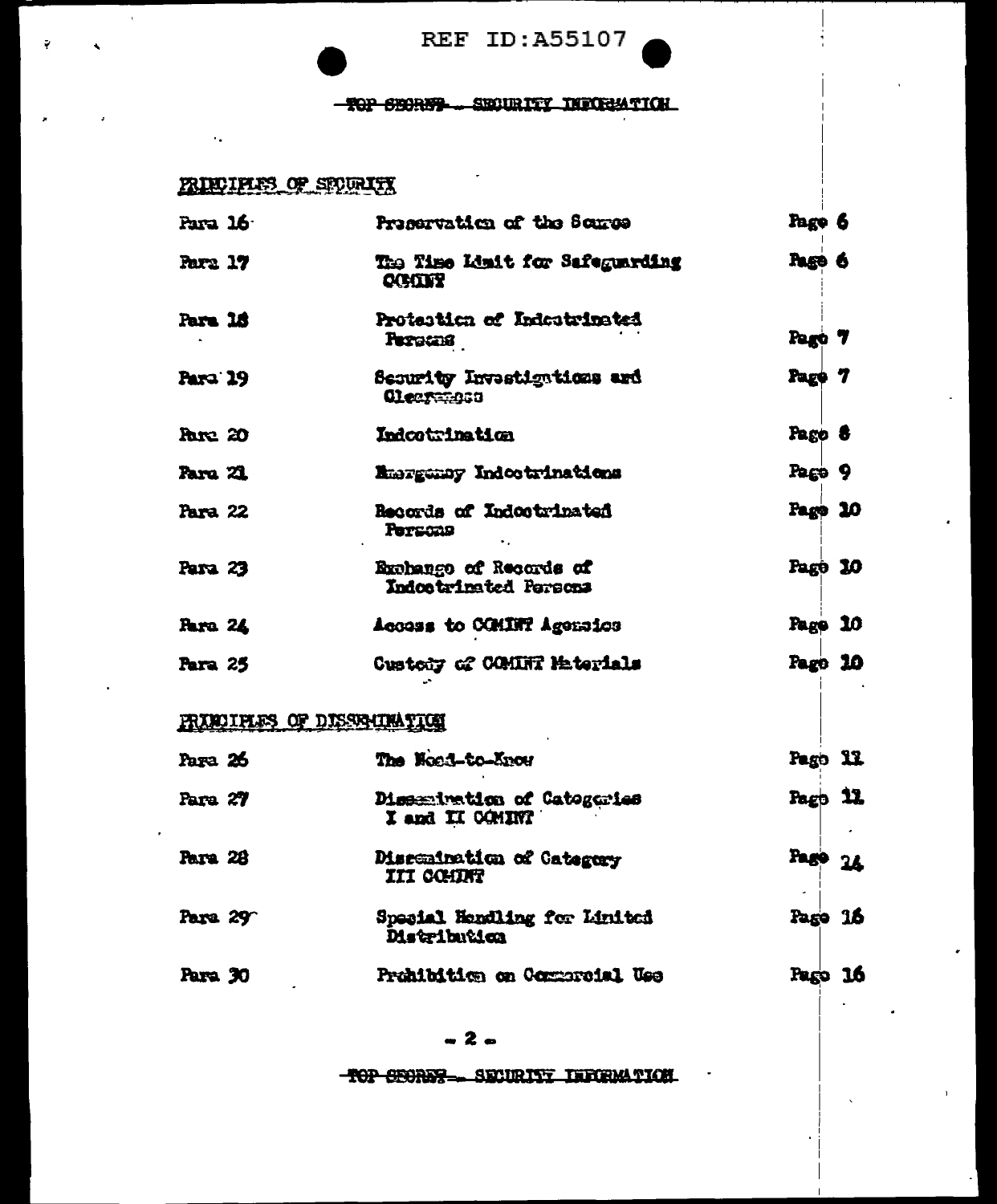TOP SECRET - SECURITY INFORMATION

## PRINCIPLES OF SECURITY

| | | |
|---|---|---|
| Para 16 | Preservation of the Source | Page 6 |
| Para 17 | The Time Limit for Safeguarding COMINT | Page 6 |
| Para 18 | Protection of Indoctrinated Persons | Page 7 |
| Para 19 | Security Investigations and Clearances | Page 7 |
| Para 20 | Indoctrination | Page 8 |
| Para 21 | Emergency Indoctrinations | Page 9 |
| Para 22 | Records of Indoctrinated Persons | Page 10 |
| Para 23 | Exchange of Records of Indoctrinated Persons | Page 10 |
| Para 24 | Access to COMINT Agencies | Page 10 |
| Para 25 | Custody of COMINT Materials | Page 10 |

## PRINCIPLES OF DISSEMINATION

| | | |
|---|---|---|
| Para 26 | The Need-to-Know | Page 11 |
| Para 27 | Dissemination of Categories I and II COMINT | Page 11 |
| Para 28 | Dissemination of Category III COMINT | Page 14 |
| Para 29 | Special Handling for Limited Distribution | Page 16 |
| Para 30 | Prohibition on Commercial Use | Page 16 |

TOP SECRET - SECURITY INFORMATION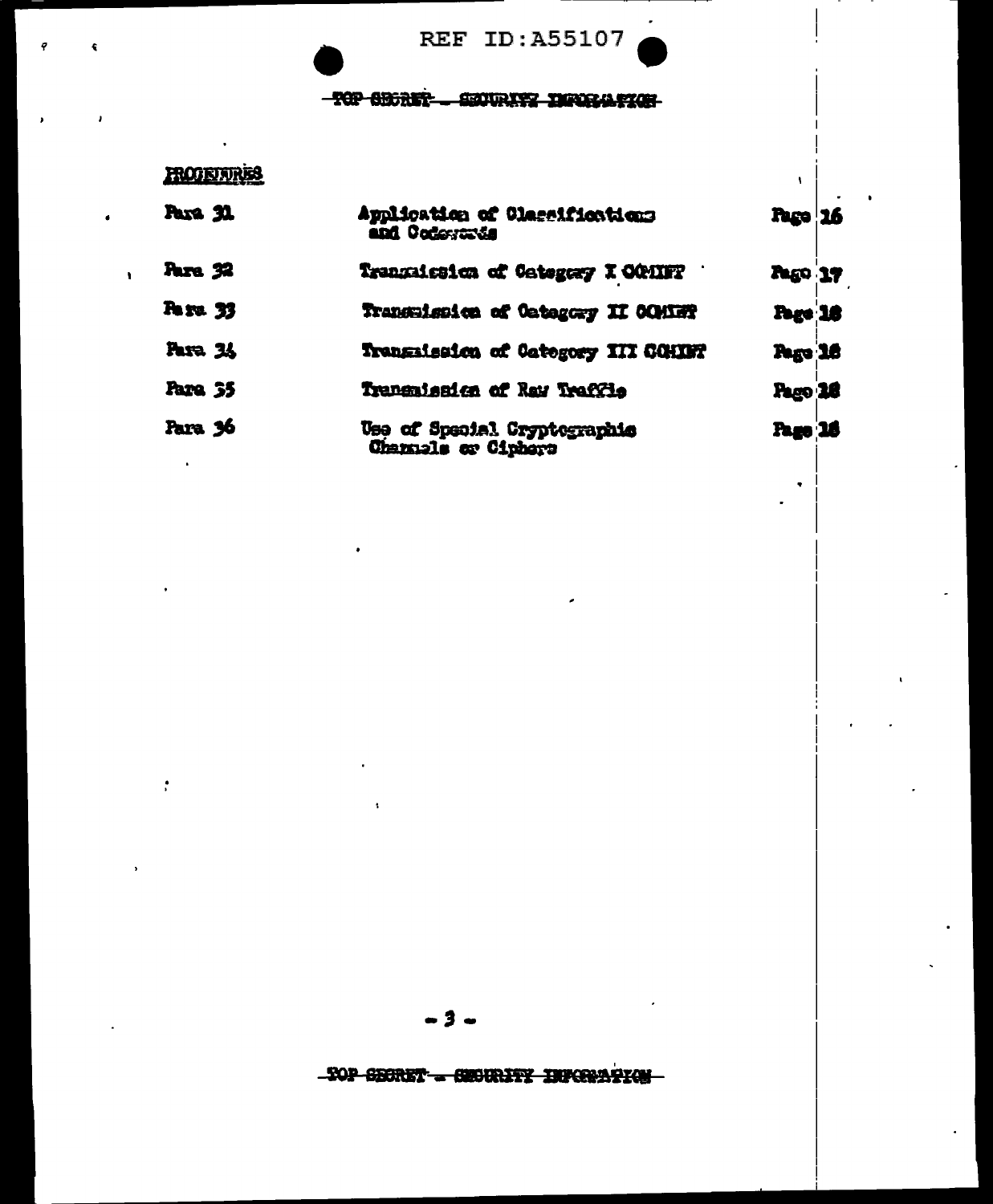**PROCEDURES**

| | | |
|---|---|---|
| Para 31 | Application of Classifications and Codewords | Page 16 |
| Para 32 | Transmission of Category I COMINT | Page 17 |
| Para 33 | Transmission of Category II COMINT | Page 18 |
| Para 34 | Transmission of Category III COMINT | Page 18 |
| Para 35 | Transmission of Raw Traffic | Page 18 |
| Para 36 | Use of Special Cryptographic Channels or Ciphers | Page 18 |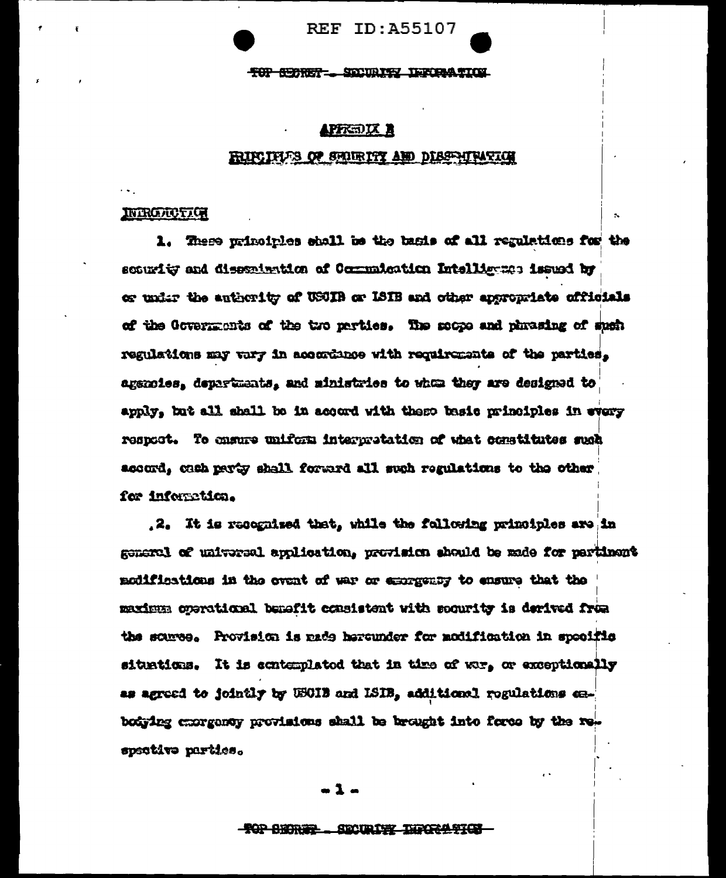REF ID:A55107

TOP SECRET - SECURITY INFORMATION

## APPENDIX B

## PRINCIPLES OF SECURITY AND DISSEMINATION

### INTRODUCTION

1. These principles shall be the basis of all regulations for the security and dissemination of Communication Intelligence issued by or under the authority of USCIB or LSIB and other appropriate officials of the Governments of the two parties. The scope and phrasing of such regulations may vary in accordance with requirements of the parties, agencies, departments, and ministries to whom they are designed to apply, but all shall be in accord with these basic principles in every respect. To ensure uniform interpretation of what constitutes such accord, each party shall forward all such regulations to the other for information.

2. It is recognized that, while the following principles are in general of universal application, provision should be made for pertinent modifications in the event of war or emergency to ensure that the maximum operational benefit consistent with security is derived from the source. Provision is made hereunder for modification in specific situations. It is contemplated that in time of war, or exceptionally as agreed to jointly by USCIB and LSIB, additional regulations embodying emergency provisions shall be brought into force by the respective parties.

TOP SECRET - SECURITY INFORMATION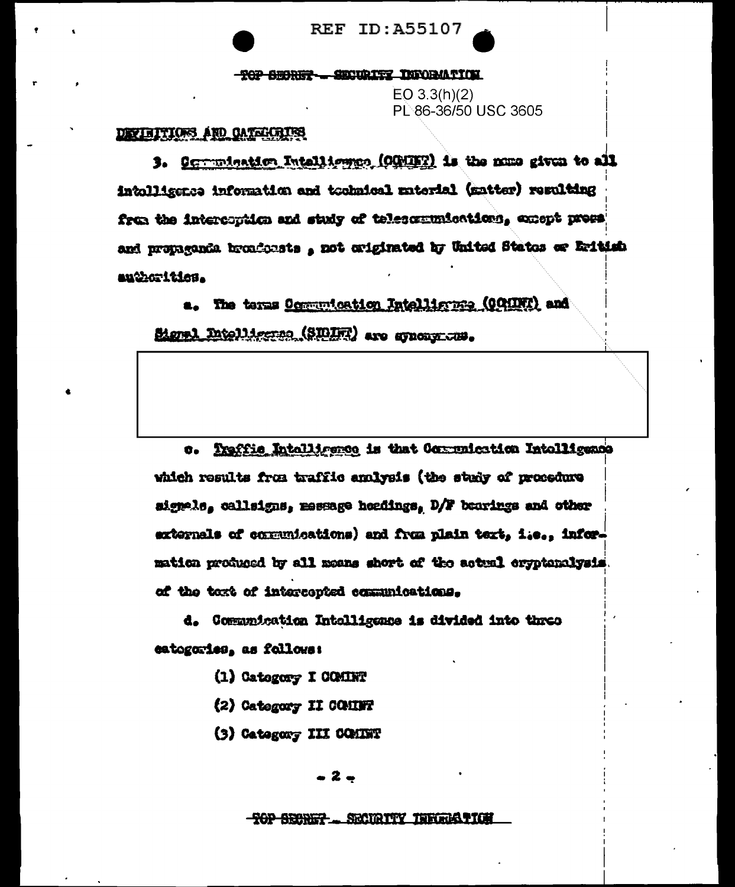REF ID:A55107

~~TOP SECRET~~ - SECURITY INFORMATION

EO 3.3(h)(2)
PL 86-36/50 USC 3605

DEFINITIONS AND CATEGORIES

3. Communication Intelligence (COMINT) is the name given to all intelligence information and technical material (matter) resulting from the interception and study of telecommunications, except press and propaganda broadcasts, not originated by United States or British authorities.

a. The terms Communication Intelligence (COMINT) and Signal Intelligence (SIGINT) are synonymous.

c. Traffic Intelligence is that Communication Intelligence which results from traffic analysis (the study of procedure signals, callsigns, message headings, D/F bearings and other externals of communications) and from plain text, i.e., information produced by all means short of the actual cryptanalysis of the text of intercepted communications.

d. Communication Intelligence is divided into three categories, as follows:

(1) Category I COMINT

(2) Category II COMINT

(3) Category III COMINT

~~TOP SECRET~~ - SECURITY INFORMATION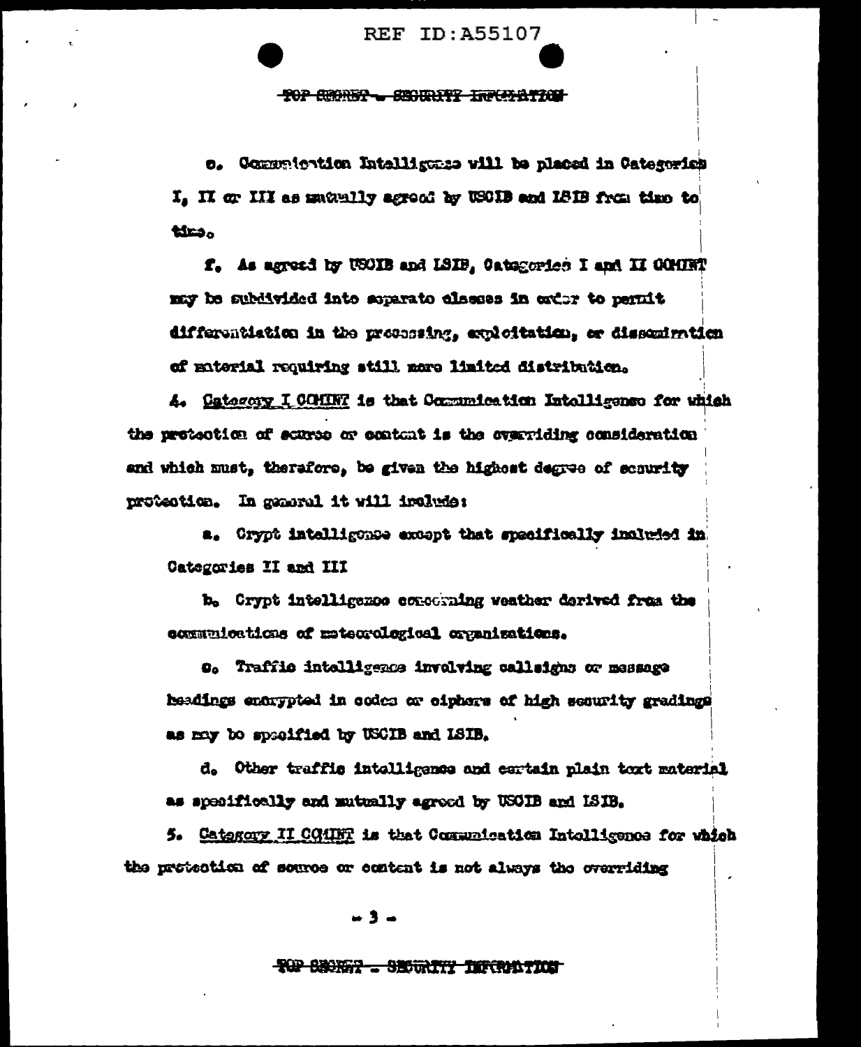e. Communication Intelligence will be placed in Categories I, II or III as mutually agreed by USCIB and LSIB from time to time.

f. As agreed by USCIB and LSIB, Categories I and II COMINT may be subdivided into separate classes in order to permit differentiation in the processing, exploitation, or dissemination of material requiring still more limited distribution.

4. Category I COMINT is that Communication Intelligence for which the protection of source or content is the overriding consideration and which must, therefore, be given the highest degree of security protection. In general it will include:

a. Crypt intelligence except that specifically included in Categories II and III

b. Crypt intelligence concerning weather derived from the communications of meteorological organizations.

c. Traffic intelligence involving callsigns or message headings encrypted in codes or ciphers of high security gradings as may be specified by USCIB and LSIB.

d. Other traffic intelligence and certain plain text material as specifically and mutually agreed by USCIB and LSIB.

5. Category II COMINT is that Communication Intelligence for which the protection of source or content is not always the overriding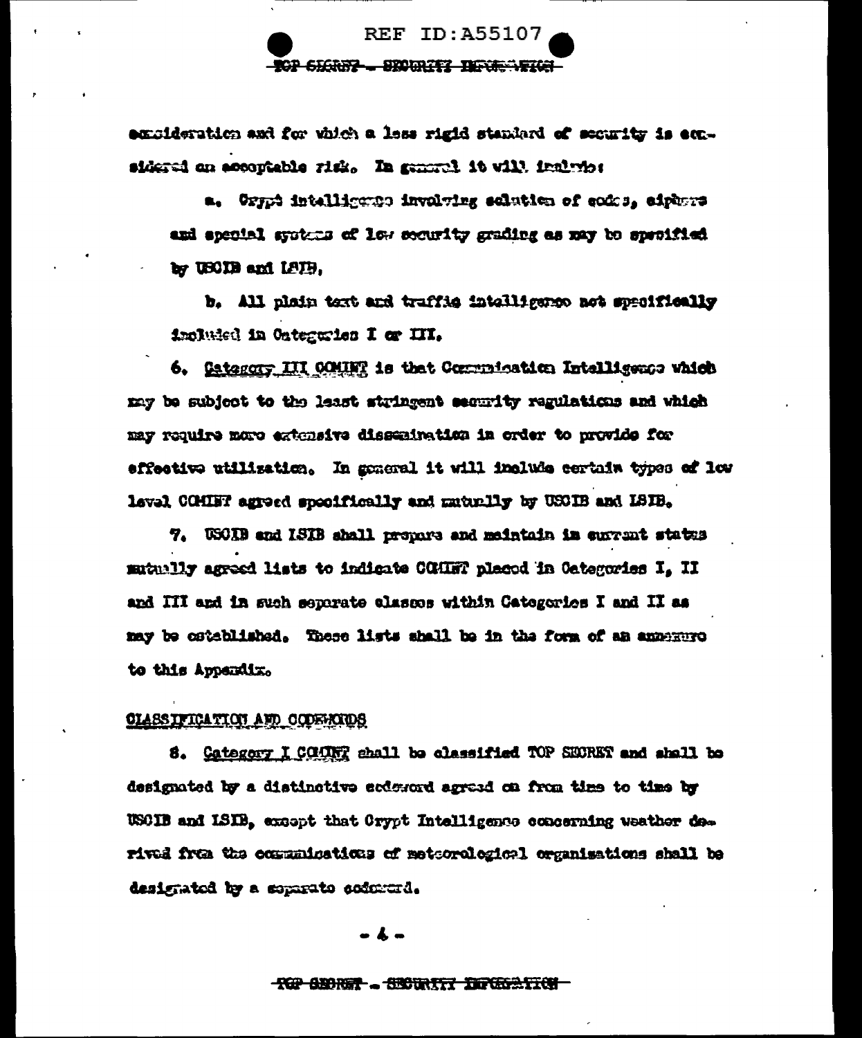consideration and for which a less rigid standard of security is considered an acceptable risk. In general it will involve:

a. Crypt intelligence involving solution of codes, ciphers and special systems of low security grading as may be specified by USCIB and LSIB,

b. All plain text and traffic intelligence not specifically included in Categories I or III.

6. Category III COMINT is that Communication Intelligence which may be subject to the least stringent security regulations and which may require more extensive dissemination in order to provide for effective utilization. In general it will include certain types of low level COMINT agreed specifically and mutually by USCIB and LSIB.

7. USCIB and LSIB shall prepare and maintain in current status mutually agreed lists to indicate COMINT placed in Categories I, II and III and in such separate classes within Categories I and II as may be established. These lists shall be in the form of an annexure to this Appendix.

CLASSIFICATION AND CODEWORDS

8. Category I COMINT shall be classified TOP SECRET and shall be designated by a distinctive codeword agreed on from time to time by USCIB and LSIB, except that Crypt Intelligence concerning weather derived from the communications of meteorological organisations shall be designated by a separate codeword.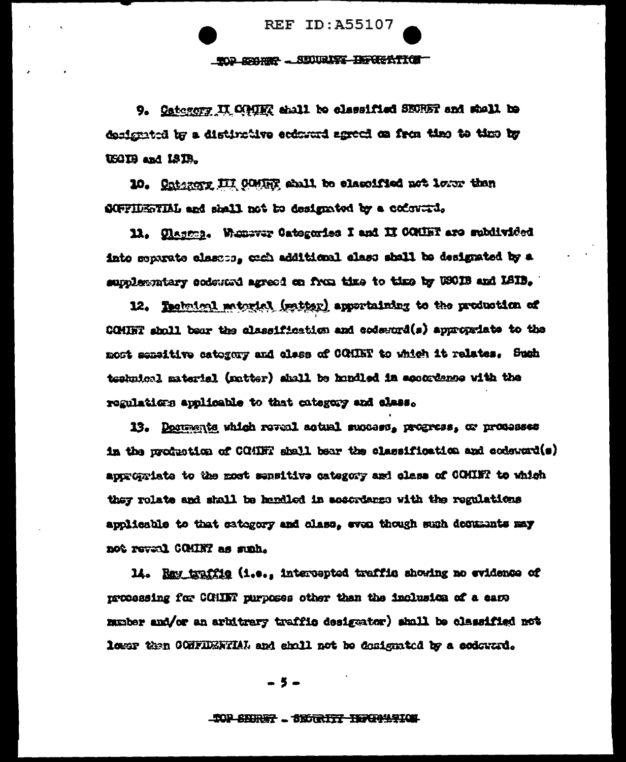9. Category II COMINT shall be classified SECRET and shall be designated by a distinctive codeword agreed on from time to time by USCIB and LSIB.

10. Category III COMINT shall be classified not lower than CONFIDENTIAL and shall not be designated by a codeword.

11. Classes. Whenever Categories I and II COMINT are subdivided into separate classes, each additional class shall be designated by a supplementary codeword agreed on from time to time by USCIB and LSIB.

12. Technical material (matter) appertaining to the production of COMINT shall bear the classification and codeword(s) appropriate to the most sensitive category and class of COMINT to which it relates. Such technical material (matter) shall be handled in accordance with the regulations applicable to that category and class.

13. Documents which reveal actual success, progress, or processes in the production of COMINT shall bear the classification and codeword(s) appropriate to the most sensitive category and class of COMINT to which they relate and shall be handled in accordance with the regulations applicable to that category and class, even though such documents may not reveal COMINT as such.

14. Raw traffic (i.e., intercepted traffic showing no evidence of processing for COMINT purposes other than the inclusion of a case number and/or an arbitrary traffic designator) shall be classified not lower than CONFIDENTIAL and shall not be designated by a codeword.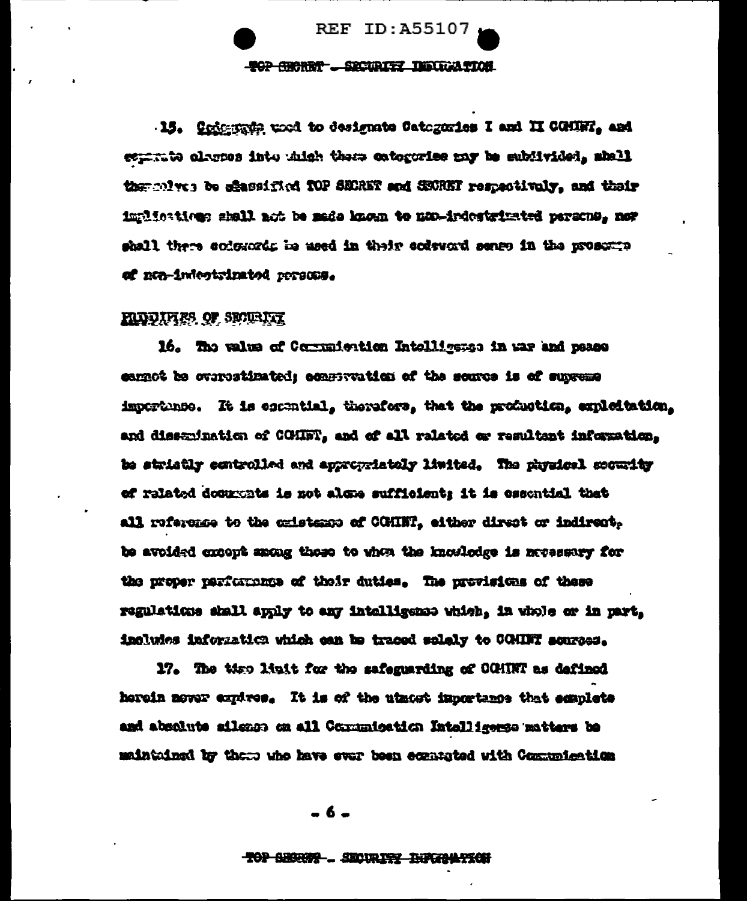15. Codewords used to designate Categories I and II COMINT, and separate classes into which these categories may be subdivided, shall themselves be classified TOP SECRET and SECRET respectively, and their implications shall not be made known to non-indoctrinated persons, nor shall these codewords be used in their codeword sense in the presence of non-indoctrinated persons.

## PRINCIPLES OF SECURITY

16. The value of Communication Intelligence in war and peace cannot be overestimated; conservation of the source is of supreme importance. It is essential, therefore, that the production, exploitation, and dissemination of COMINT, and of all related or resultant information, be strictly controlled and appropriately limited. The physical security of related documents is not alone sufficient; it is essential that all reference to the existence of COMINT, either direct or indirect, be avoided except among those to whom the knowledge is necessary for the proper performance of their duties. The provisions of these regulations shall apply to any intelligence which, in whole or in part, includes information which can be traced solely to COMINT sources.

17. The time limit for the safeguarding of COMINT as defined herein never expires. It is of the utmost importance that complete and absolute silence on all Communication Intelligence matters be maintained by those who have ever been connected with Communication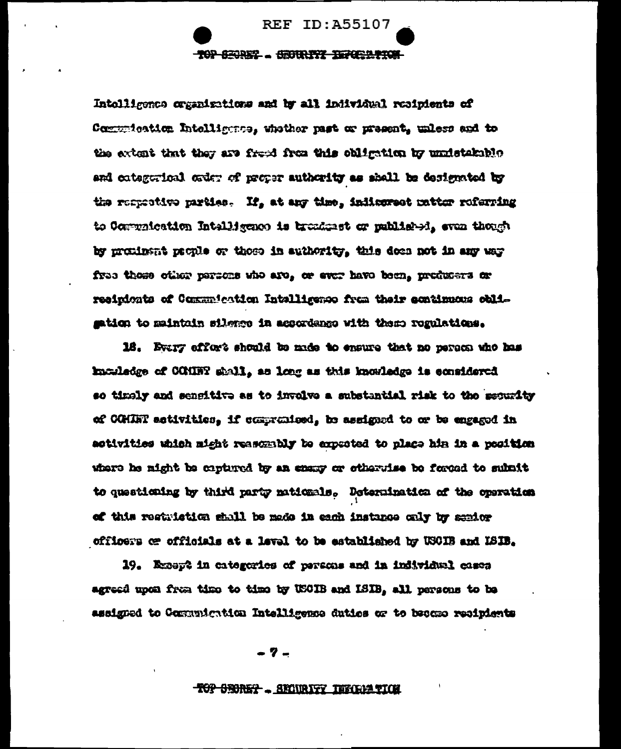Intelligence organizations and by all individual recipients of Communication Intelligence, whether past or present, unless and to the extent that they are freed from this obligation by unmistakable and categorical order of proper authority as shall be designated by the respective parties. If, at any time, indiscreet matter referring to Communication Intelligence is broadcast or published, even though by prominent people or those in authority, this does not in any way free those other persons who are, or ever have been, producers or recipients of Communication Intelligence from their continuous obligation to maintain silence in accordance with these regulations.

18. Every effort should be made to ensure that no person who has knowledge of COMINT shall, as long as this knowledge is considered so timely and sensitive as to involve a substantial risk to the security of COMINT activities, if compromised, be assigned to or be engaged in activities which might reasonably be expected to place him in a position where he might be captured by an enemy or otherwise be forced to submit to questioning by third party nationals. Determination of the operation of this restriction shall be made in each instance only by senior officers or officials at a level to be established by USCIB and ISIB.

19. Except in categories of persons and in individual cases agreed upon from time to time by USCIB and ISIB, all persons to be assigned to Communication Intelligence duties or to become recipients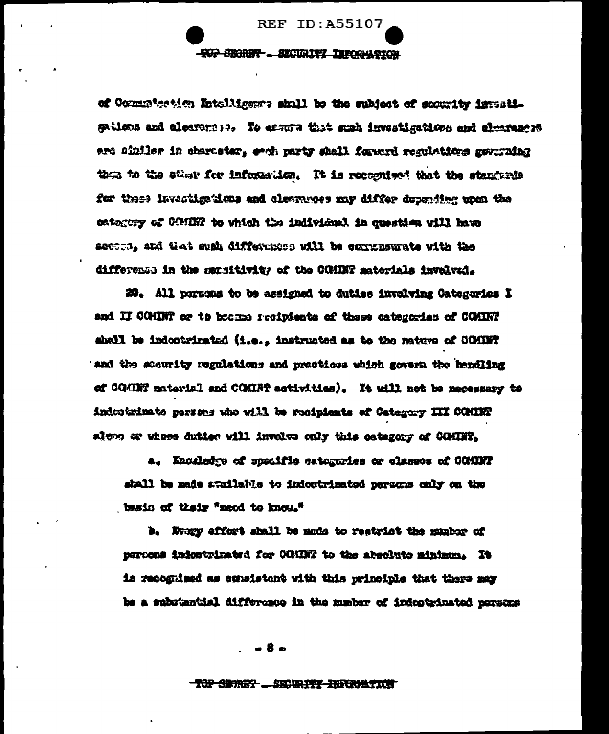of Communication Intelligence shall be the subject of security investigations and clearances. To assure that such investigations and clearances are similar in character, each party shall forward regulations governing them to the other for information. It is recognized that the standards for these investigations and clearances may differ depending upon the category of COMINT to which the individual in question will have access, and that such differences will be commensurate with the difference in the sensitivity of the COMINT materials involved.

20. All persons to be assigned to duties involving Categories I and II COMINT or to become recipients of these categories of COMINT shall be indoctrinated (i.e., instructed as to the nature of COMINT and the security regulations and practices which govern the handling of COMINT material and COMINT activities). It will not be necessary to indoctrinate persons who will be recipients of Category III COMINT alone or whose duties will involve only this category of COMINT.

a. Knowledge of specific categories or classes of COMINT shall be made available to indoctrinated persons only on the basis of their "need to know."

b. Every effort shall be made to restrict the number of persons indoctrinated for COMINT to the absolute minimum. It is recognized as consistent with this principle that there may be a substantial difference in the number of indoctrinated persons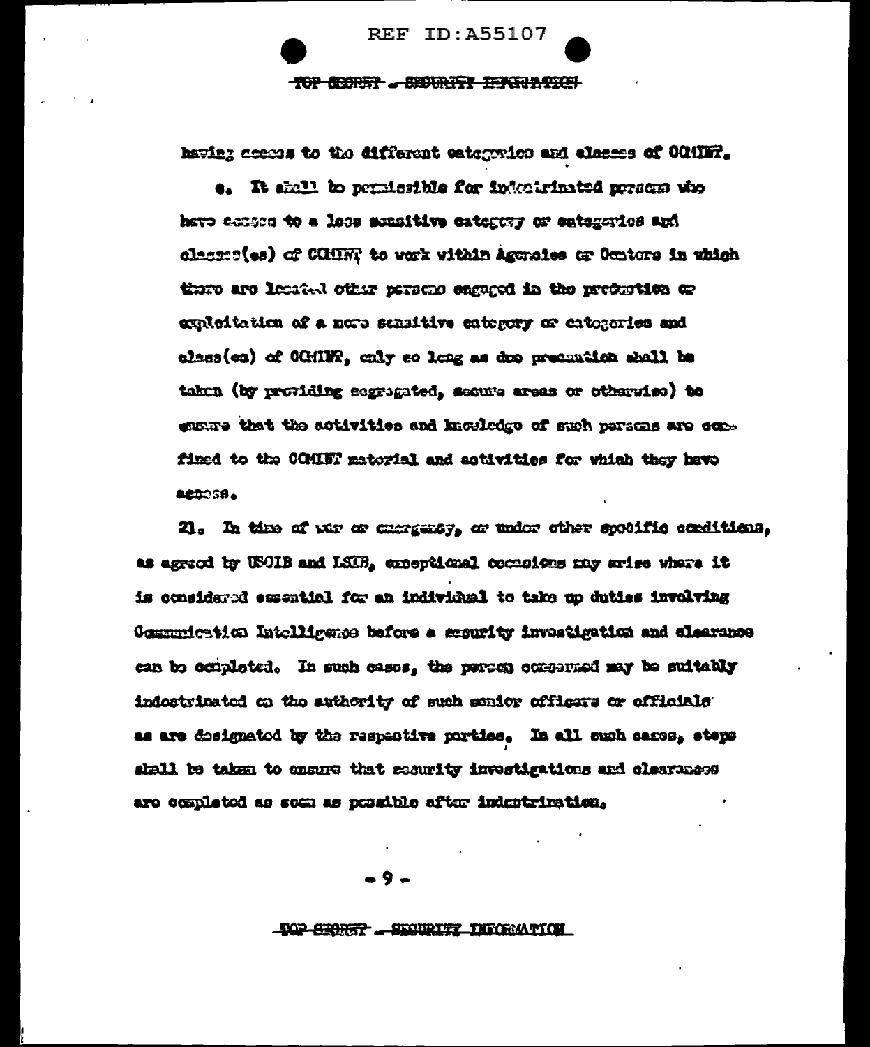having access to the different categories and classes of COMINT.

e. It shall be permissible for indoctrinated persons who have access to a less sensitive category or categories and class(es) of COMINT to work within Agencies or Centers in which there are located other persons engaged in the production or exploitation of a more sensitive category or categories and class(es) of COMINT, only so long as due precaution shall be taken (by providing segregated, secure areas or otherwise) to ensure that the activities and knowledge of such persons are confined to the COMINT material and activities for which they have access.

21. In time of war or emergency, or under other specific conditions, as agreed by USCIB and LSIB, exceptional occasions may arise where it is considered essential for an individual to take up duties involving Communication Intelligence before a security investigation and clearance can be completed. In such cases, the person concerned may be suitably indoctrinated on the authority of such senior officers or officials as are designated by the respective parties. In all such cases, steps shall be taken to ensure that security investigations and clearances are completed as soon as possible after indoctrination.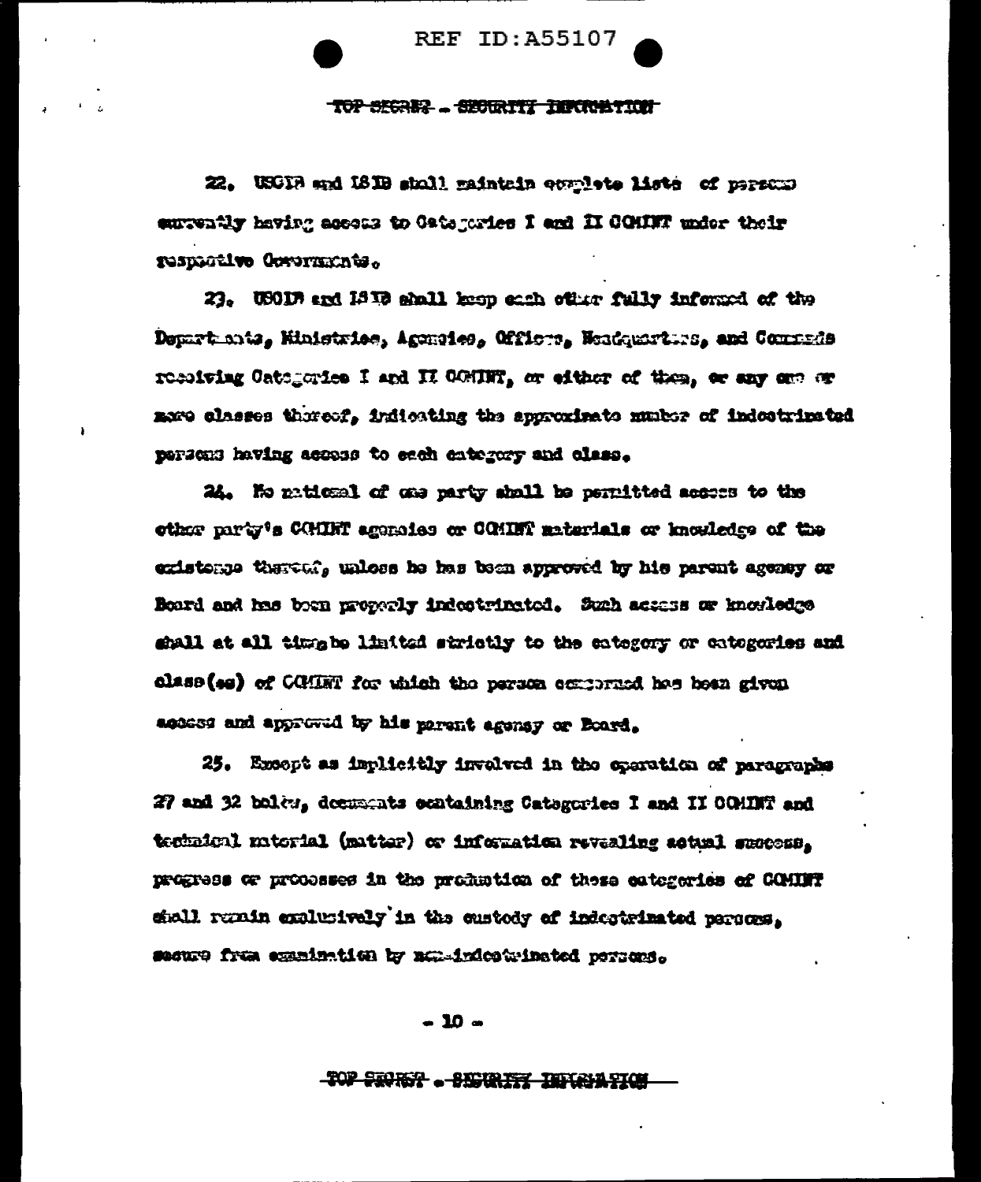22. USCIB and LSIB shall maintain complete lists of persons currently having access to Categories I and II COMINT under their respective Governments.

23. USCIB and LSIB shall keep each other fully informed of the Departments, Ministries, Agencies, Offices, Headquarters, and Commands receiving Categories I and II COMINT, or either of them, or any one or more classes thereof, indicating the approximate number of indoctrinated persons having access to each category and class.

24. No national of one party shall be permitted access to the other party's COMINT agencies or COMINT materials or knowledge of the existence thereof, unless he has been approved by his parent agency or Board and has been properly indoctrinated. Such access or knowledge shall at all times be limited strictly to the category or categories and class(es) of COMINT for which the person concerned has been given access and approved by his parent agency or Board.

25. Except as implicitly involved in the operation of paragraphs 27 and 32 below, documents containing Categories I and II COMINT and technical material (matter) or information revealing actual success, progress or processes in the production of these categories of COMINT shall remain exclusively in the custody of indoctrinated persons, secure from examination by non-indoctrinated persons.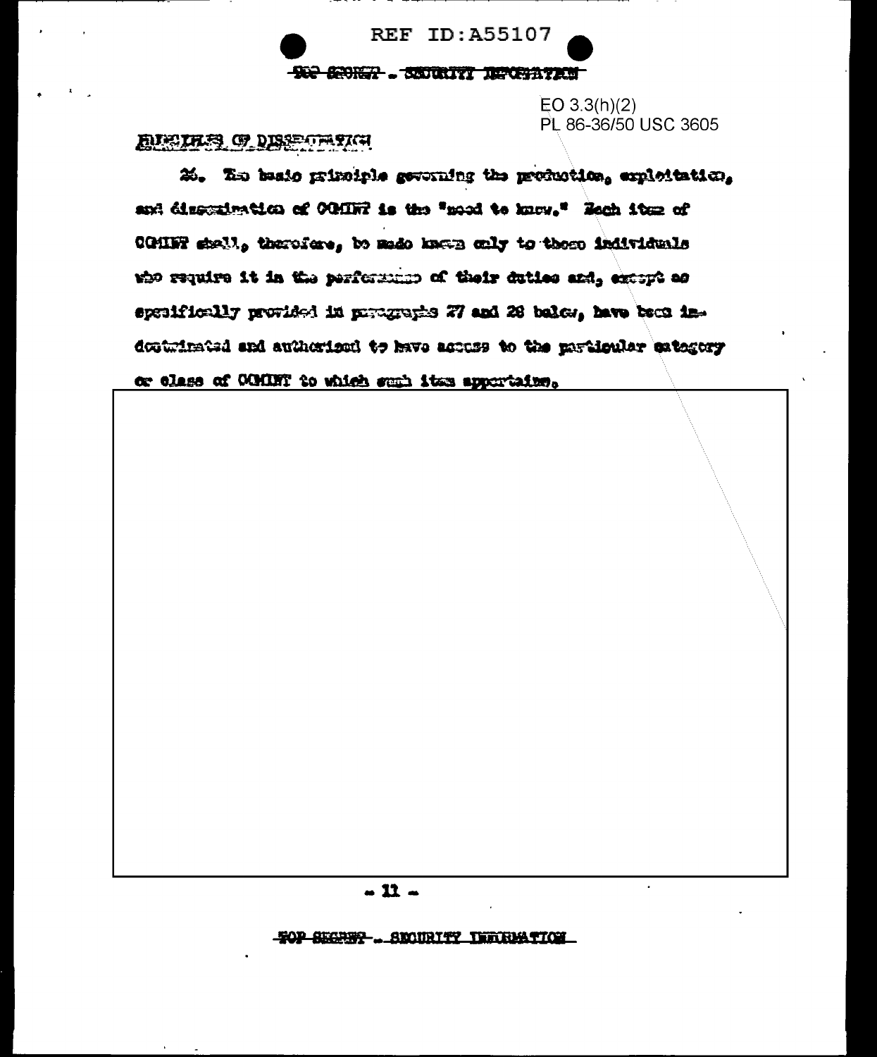EO 3.3(h)(2)
PL 86-36/50 USC 3605

PRINCIPLES OF DISSEMINATION

26. The basic principle governing the production, exploitation, and dissemination of COMINT is the "need to know." Each item of COMINT shall, therefore, be made known only to those individuals who require it in the performance of their duties and, except as specifically provided in paragraphs 27 and 28 below, have been indoctrinated and authorized to have access to the particular category or class of COMINT to which such item appertains.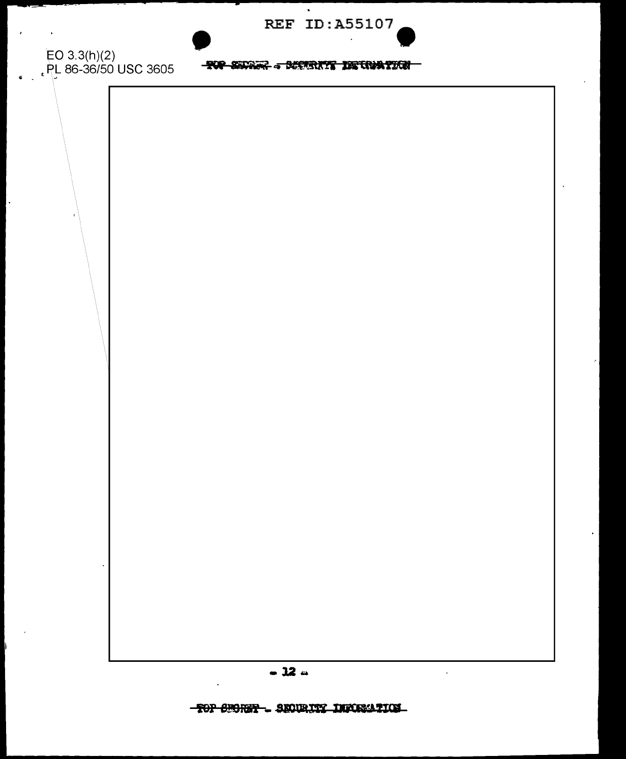EO 3.3(h)(2)
PL 86-36/50 USC 3605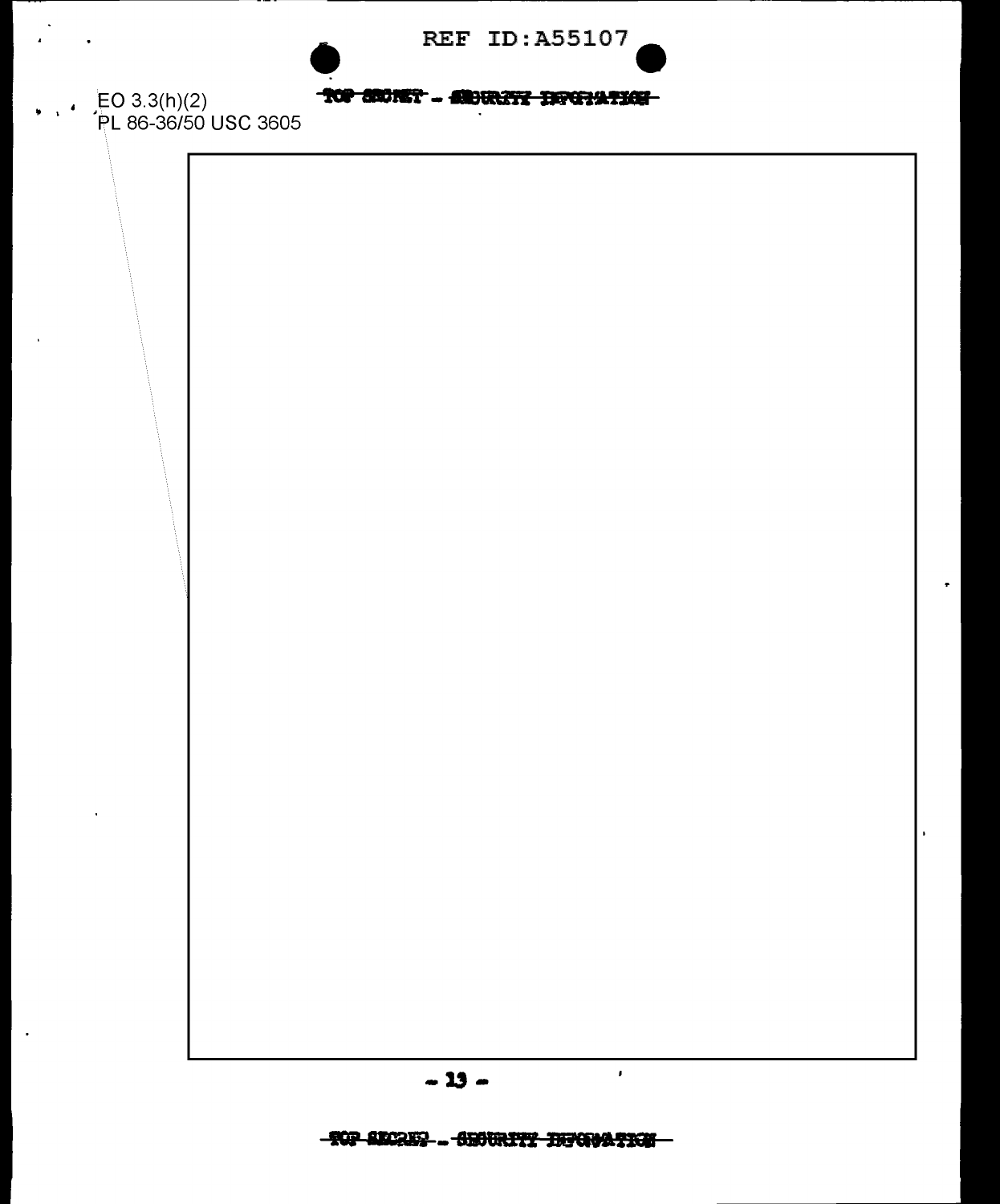EO 3.3(h)(2)
PL 86-36/50 USC 3605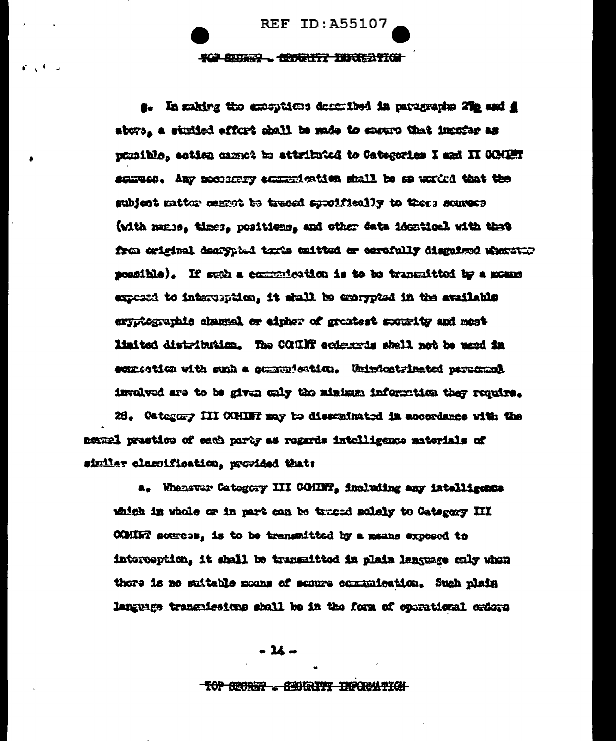g. In making the exceptions described in paragraphs 27e and f above, a studied effort shall be made to ensure that insofar as possible, action cannot be attributed to Categories I and II COMINT sources. Any necessary communication shall be so worded that the subject matter cannot be traced specifically to these sources (with names, times, positions, and other data identical with that from original decrypted texts omitted or carefully disguised wherever possible). If such a communication is to be transmitted by a means exposed to interception, it shall be encrypted in the available cryptographic channel or cipher of greatest security and most limited distribution. The COMINT codewords shall not be used in connection with such a communication. Unindoctrinated personnel involved are to be given only the minimum information they require.

28. Category III COMINT may be disseminated in accordance with the normal practice of each party as regards intelligence materials of similar classification, provided that:

a. Whenever Category III COMINT, including any intelligence which in whole or in part can be traced solely to Category III COMINT sources, is to be transmitted by a means exposed to interception, it shall be transmitted in plain language only when there is no suitable means of secure communication. Such plain language transmissions shall be in the form of operational orders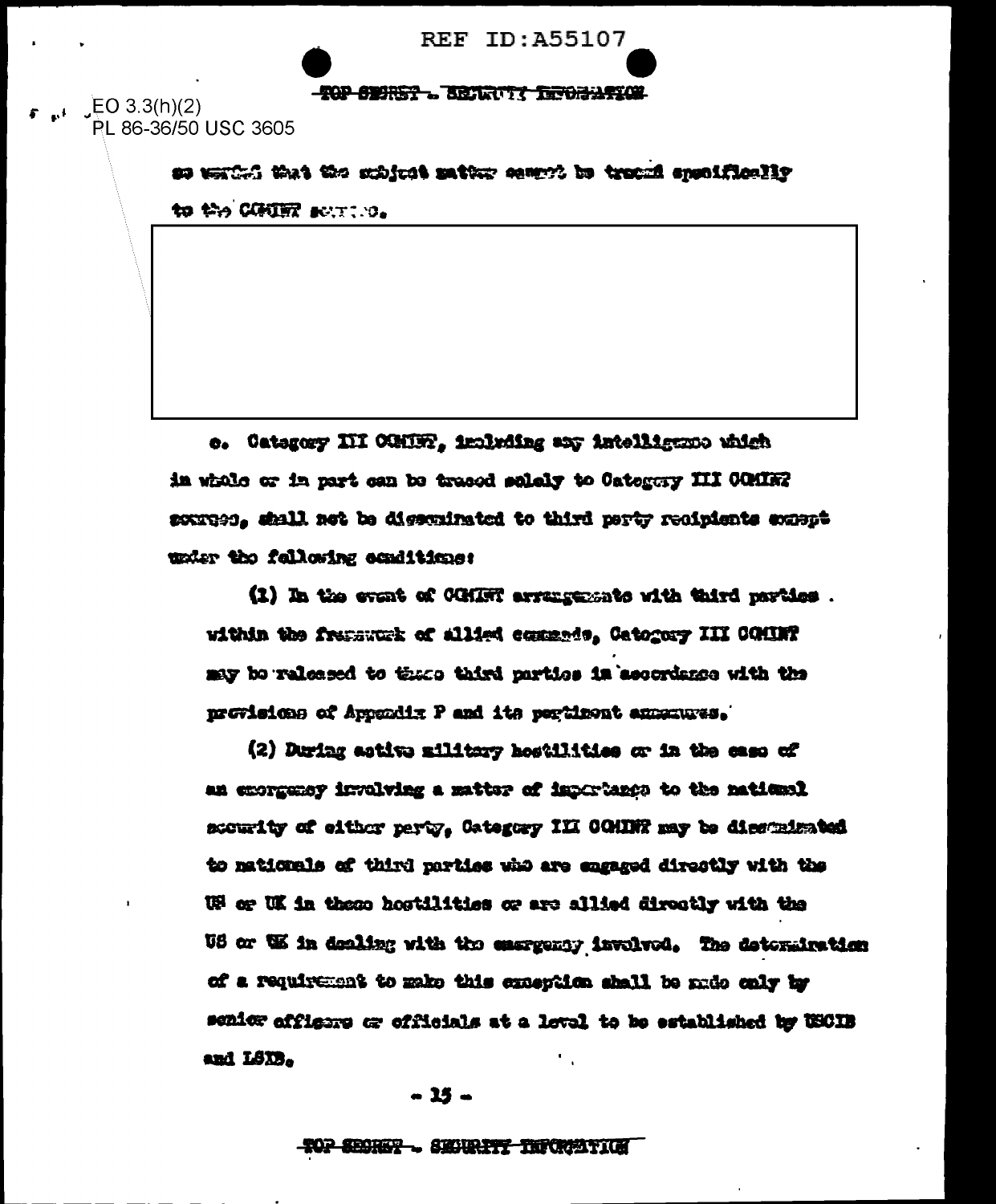EO 3.3(h)(2)
PL 86-36/50 USC 3605

so worded that the subject matter cannot be traced specifically to the COMINT source.

e. Category III COMINT, including any intelligence which in whole or in part can be traced solely to Category III COMINT sources, shall not be disseminated to third party recipients except under the following conditions:

(1) In the event of COMINT arrangements with third parties within the framework of allied commands, Category III COMINT may be released to those third parties in accordance with the provisions of Appendix P and its pertinent annexures.

(2) During active military hostilities or in the case of an emergency involving a matter of importance to the national security of either party, Category III COMINT may be disseminated to nationals of third parties who are engaged directly with the US or UK in these hostilities or are allied directly with the US or UK in dealing with the emergency involved. The determination of a requirement to make this exception shall be made only by senior officers or officials at a level to be established by USCIB and LSIB.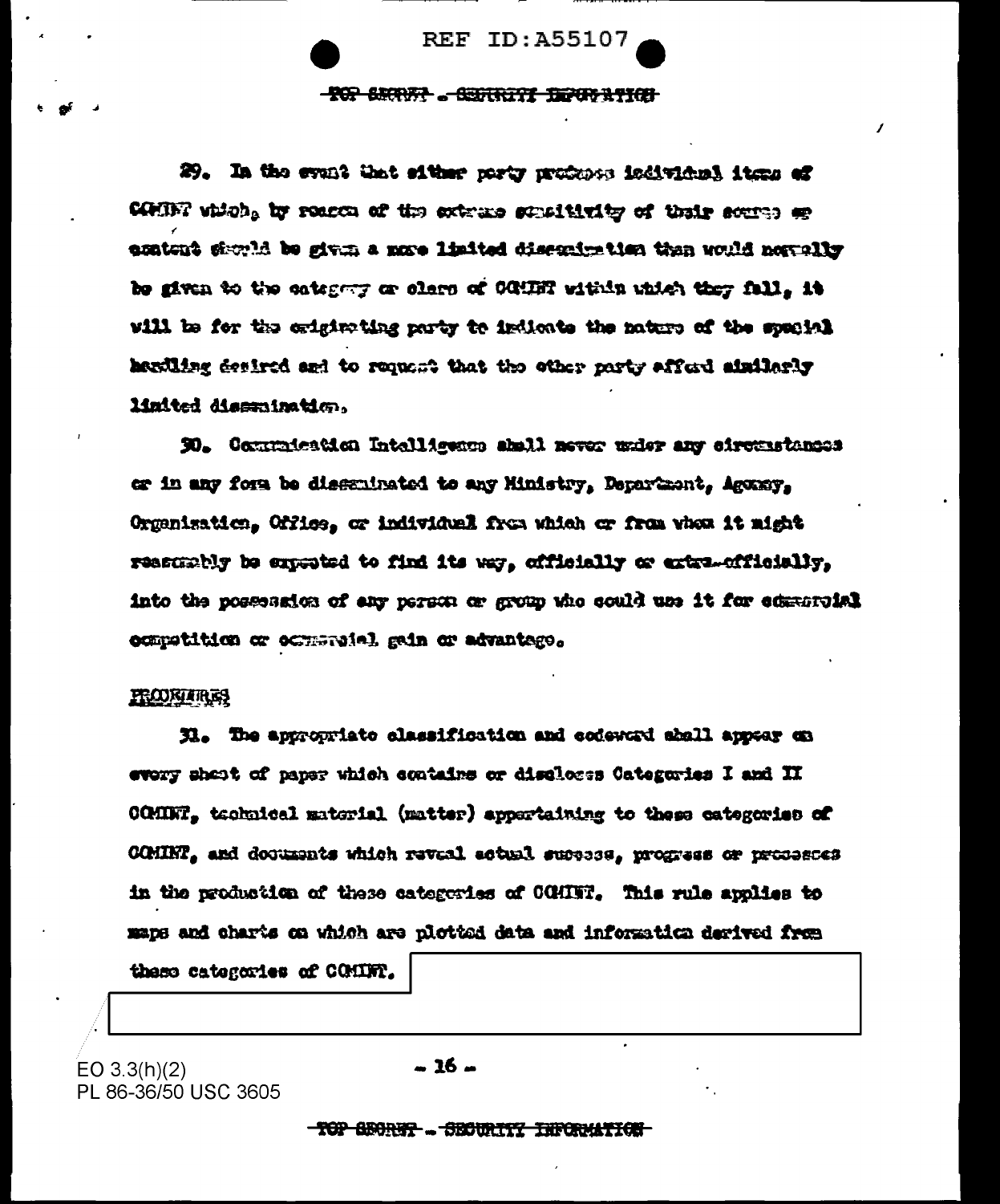29. In the event that either party produces individual items of COMINT which, by reason of the extreme sensitivity of their source or content should be given a more limited dissemination than would normally be given to the category or class of COMINT within which they fall, it will be for the originating party to indicate the nature of the special handling desired and to request that the other party afford similarly limited dissemination.

30. Communication Intelligence shall never under any circumstances or in any form be disseminated to any Ministry, Department, Agency, Organization, Office, or individual from which or from whom it might reasonably be expected to find its way, officially or extra-officially, into the possession of any person or group who could use it for commercial competition or commercial gain or advantage.

PROCEDURES

31. The appropriate classification and codeword shall appear on every sheet of paper which contains or discloses Categories I and II COMINT, technical material (matter) appertaining to these categories of COMINT, and documents which reveal actual success, progress or processes in the production of these categories of COMINT. This rule applies to maps and charts on which are plotted data and information derived from these categories of COMINT.

EO 3.3(h)(2)
PL 86-36/50 USC 3605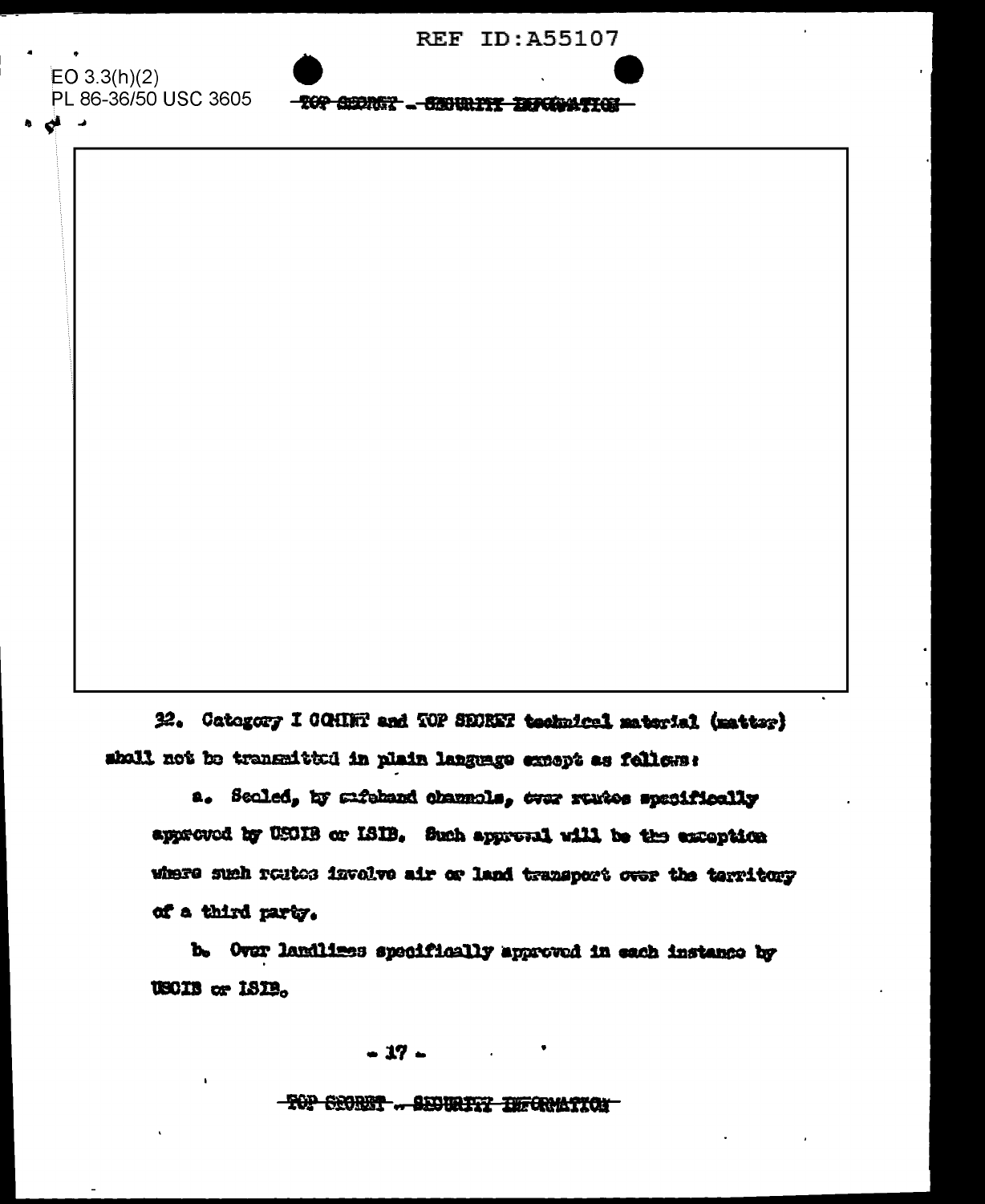EO 3.3(h)(2)
PL 86-36/50 USC 3605

~~TOP SECRET - SECURITY INFORMATION~~

32. Category I COMINT and TOP SECRET technical material (matter) shall not be transmitted in plain language except as follows:

a. Sealed, by safehand channels, over routes specifically approved by USCIB or LSIB. Such approval will be the exception where such routes involve air or land transport over the territory of a third party.

b. Over landlines specifically approved in each instance by USCIB or LSIB.

~~TOP SECRET - SECURITY INFORMATION~~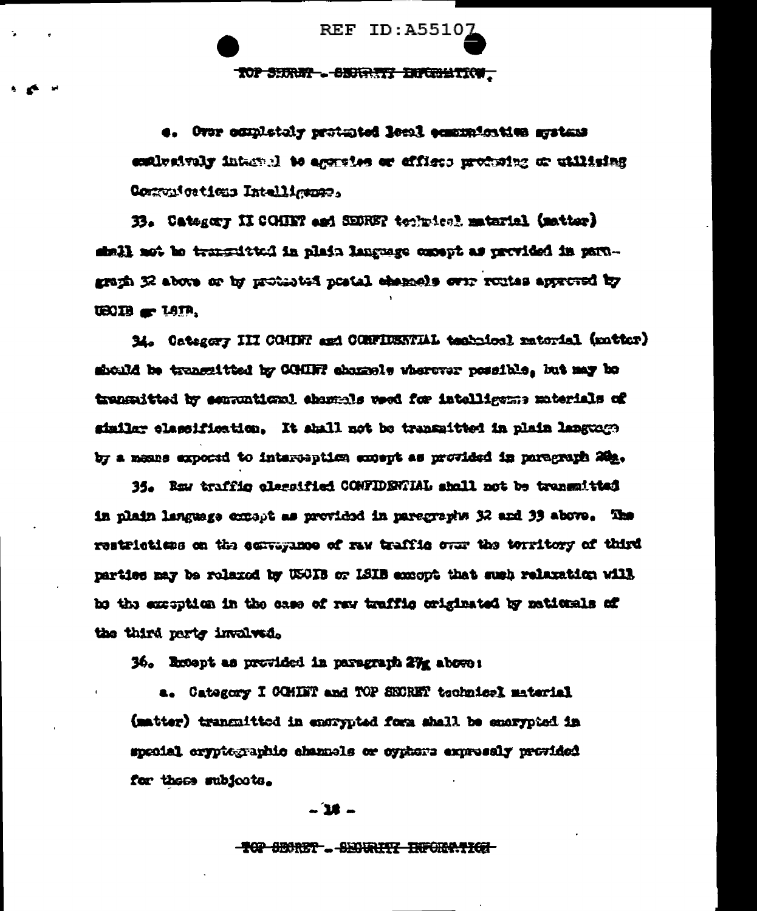e. Over completely protected local communication systems exclusively internal to agencies or offices producing or utilizing Communications Intelligence.

33. Category II COMINT and SECRET technical material (matter) shall not be transmitted in plain language except as provided in paragraph 32 above or by protected postal channels over routes approved by USCIB or LSIB.

34. Category III COMINT and CONFIDENTIAL technical material (matter) should be transmitted by COMINT channels wherever possible, but may be transmitted by conventional channels used for intelligence materials of similar classification. It shall not be transmitted in plain language by a means exposed to interception except as provided in paragraph 28g.

35. Raw traffic classified CONFIDENTIAL shall not be transmitted in plain language except as provided in paragraphs 32 and 33 above. The restrictions on the conveyance of raw traffic over the territory of third parties may be relaxed by USCIB or LSIB except that such relaxation will be the exception in the case of raw traffic originated by nationals of the third party involved.

36. Except as provided in paragraph 27g above:

a. Category I COMINT and TOP SECRET technical material (matter) transmitted in encrypted form shall be encrypted in special cryptographic channels or cyphers expressly provided for these subjects.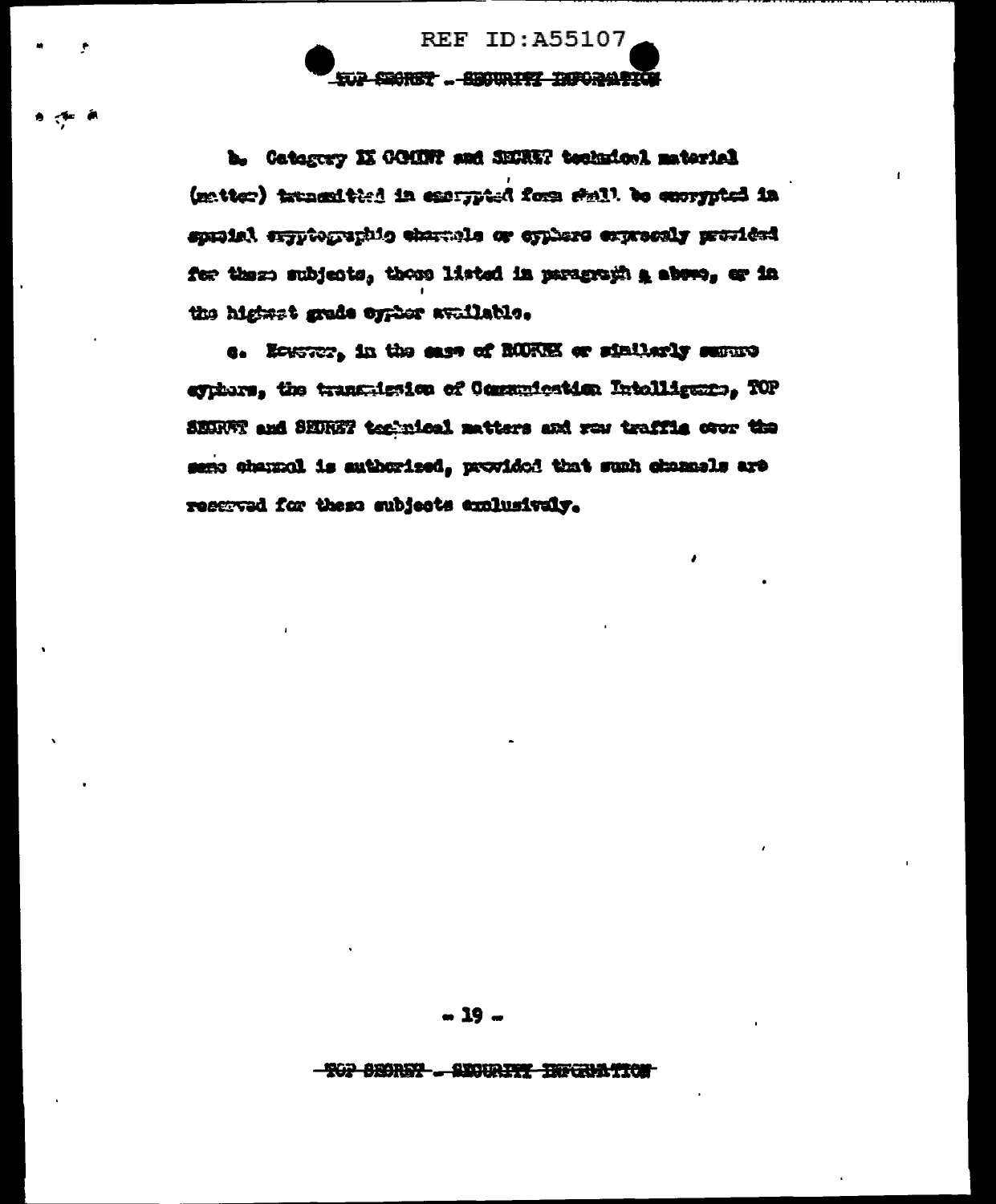b. Category II COMINT and SECRET technical material (matter) transmitted in encrypted form shall be encrypted in special cryptographic channels or cyphers expressly provided for these subjects, those listed in paragraph a above, or in the highest grade cypher available.

c. However, in the case of BOOKEX or similarly secure cyphers, the transmission of Communication Intelligence, TOP SECRET and SECRET technical matters and raw traffic over the same channel is authorized, provided that such channels are reserved for these subjects exclusively.